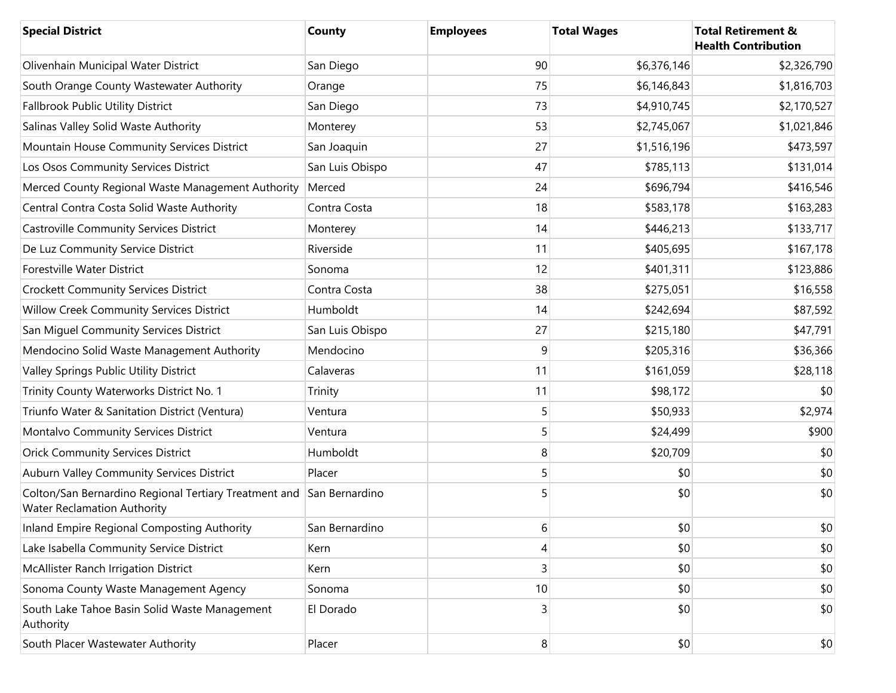| Special District | County | Employees | Total Wages | Total Retirement & Health Contribution |
|---|---|---|---|---|
| Olivenhain Municipal Water District | San Diego | 90 | $6,376,146 | $2,326,790 |
| South Orange County Wastewater Authority | Orange | 75 | $6,146,843 | $1,816,703 |
| Fallbrook Public Utility District | San Diego | 73 | $4,910,745 | $2,170,527 |
| Salinas Valley Solid Waste Authority | Monterey | 53 | $2,745,067 | $1,021,846 |
| Mountain House Community Services District | San Joaquin | 27 | $1,516,196 | $473,597 |
| Los Osos Community Services District | San Luis Obispo | 47 | $785,113 | $131,014 |
| Merced County Regional Waste Management Authority | Merced | 24 | $696,794 | $416,546 |
| Central Contra Costa Solid Waste Authority | Contra Costa | 18 | $583,178 | $163,283 |
| Castroville Community Services District | Monterey | 14 | $446,213 | $133,717 |
| De Luz Community Service District | Riverside | 11 | $405,695 | $167,178 |
| Forestville Water District | Sonoma | 12 | $401,311 | $123,886 |
| Crockett Community Services District | Contra Costa | 38 | $275,051 | $16,558 |
| Willow Creek Community Services District | Humboldt | 14 | $242,694 | $87,592 |
| San Miguel Community Services District | San Luis Obispo | 27 | $215,180 | $47,791 |
| Mendocino Solid Waste Management Authority | Mendocino | 9 | $205,316 | $36,366 |
| Valley Springs Public Utility District | Calaveras | 11 | $161,059 | $28,118 |
| Trinity County Waterworks District No. 1 | Trinity | 11 | $98,172 | $0 |
| Triunfo Water & Sanitation District (Ventura) | Ventura | 5 | $50,933 | $2,974 |
| Montalvo Community Services District | Ventura | 5 | $24,499 | $900 |
| Orick Community Services District | Humboldt | 8 | $20,709 | $0 |
| Auburn Valley Community Services District | Placer | 5 | $0 | $0 |
| Colton/San Bernardino Regional Tertiary Treatment and Water Reclamation Authority | San Bernardino | 5 | $0 | $0 |
| Inland Empire Regional Composting Authority | San Bernardino | 6 | $0 | $0 |
| Lake Isabella Community Service District | Kern | 4 | $0 | $0 |
| McAllister Ranch Irrigation District | Kern | 3 | $0 | $0 |
| Sonoma County Waste Management Agency | Sonoma | 10 | $0 | $0 |
| South Lake Tahoe Basin Solid Waste Management Authority | El Dorado | 3 | $0 | $0 |
| South Placer Wastewater Authority | Placer | 8 | $0 | $0 |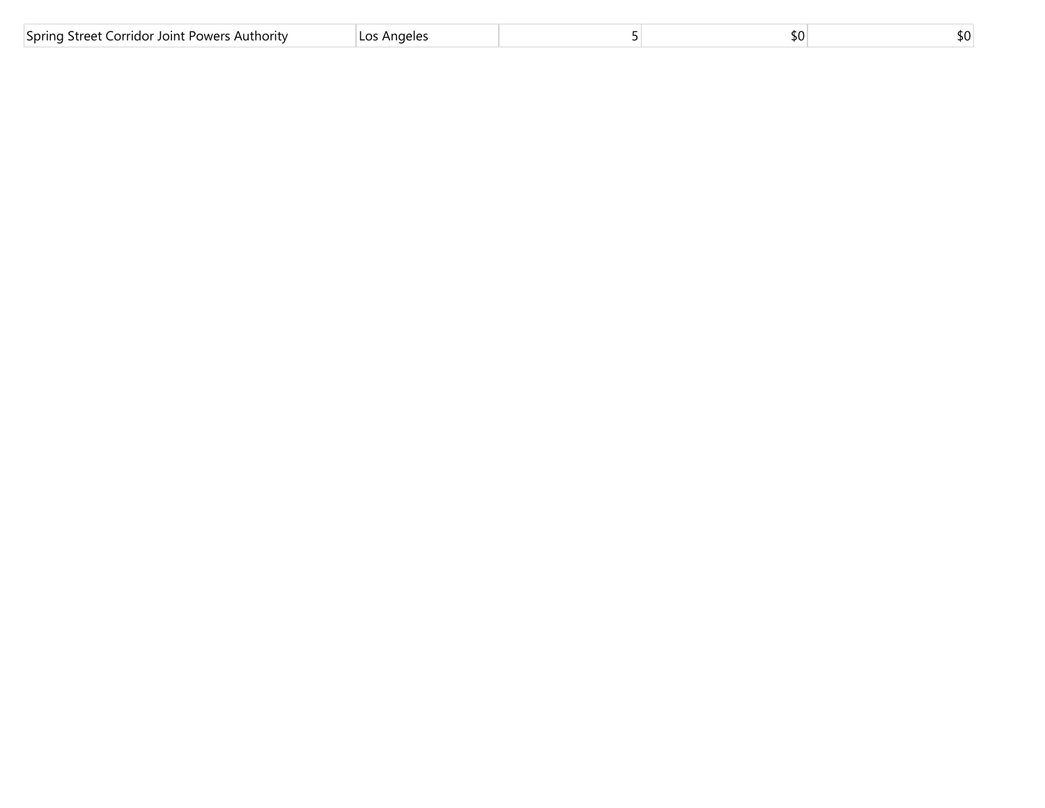| | | | | |
|---|---|---|---|---|
| Spring Street Corridor Joint Powers Authority | Los Angeles | 5 | $0 | $0 |